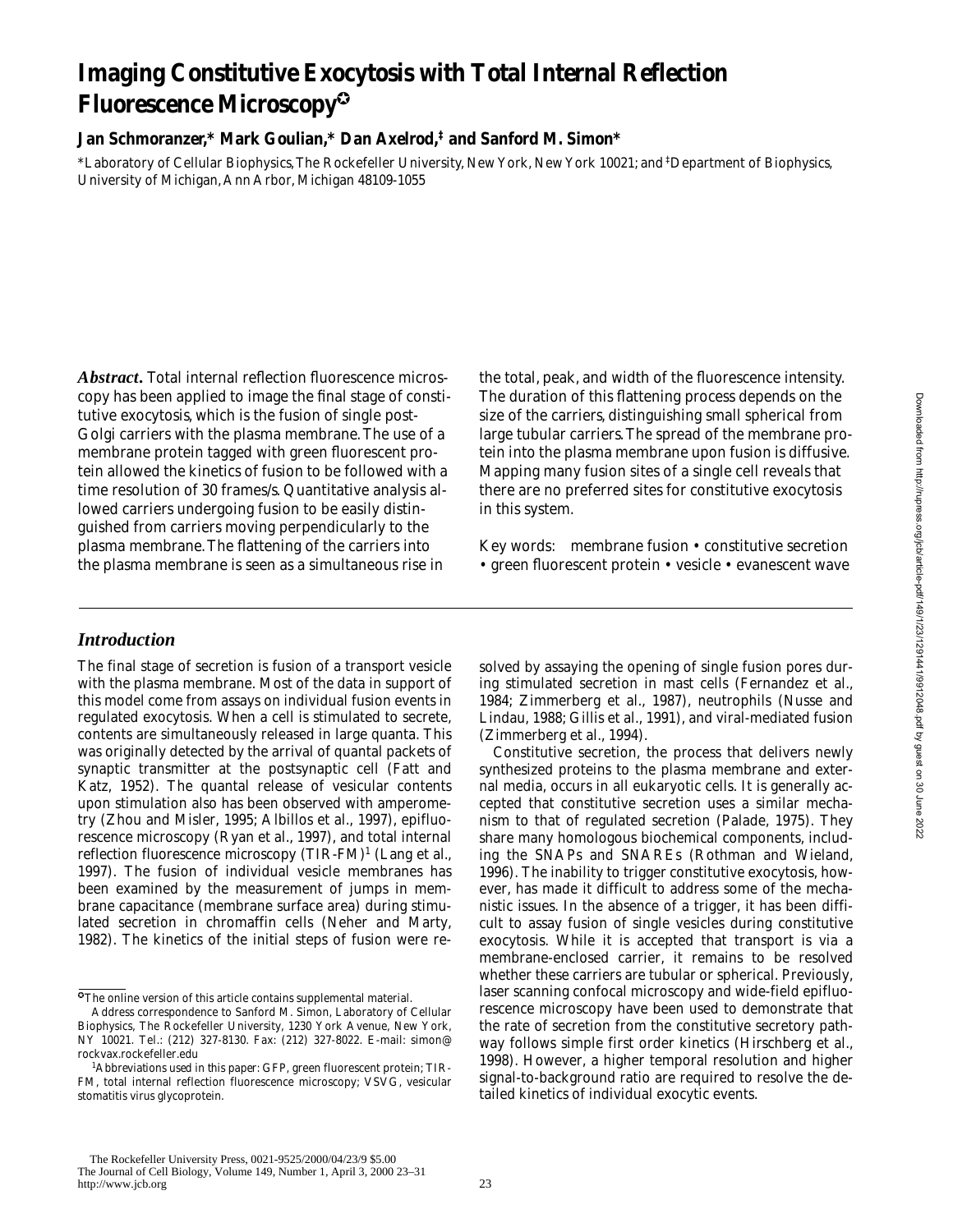# Imaging Constitutive Exocytosis with Total Internal Reflection Fluorescence Microscopy

**Jan Schmoranzer,* Mark Goulian,* Dan Axelrod,‡ and Sanford M. Simon***

*Laboratory of Cellular Biophysics, The Rockefeller University, New York, New York 10021; and ‡Department of Biophysics, University of Michigan, Ann Arbor, Michigan 48109-1055

***Abstract.*** Total internal reflection fluorescence microscopy has been applied to image the final stage of constitutive exocytosis, which is the fusion of single post-Golgi carriers with the plasma membrane. The use of a membrane protein tagged with green fluorescent protein allowed the kinetics of fusion to be followed with a time resolution of 30 frames/s. Quantitative analysis allowed carriers undergoing fusion to be easily distinguished from carriers moving perpendicularly to the plasma membrane. The flattening of the carriers into the plasma membrane is seen as a simultaneous rise in the total, peak, and width of the fluorescence intensity. The duration of this flattening process depends on the size of the carriers, distinguishing small spherical from large tubular carriers. The spread of the membrane protein into the plasma membrane upon fusion is diffusive. Mapping many fusion sites of a single cell reveals that there are no preferred sites for constitutive exocytosis in this system.

Key words: membrane fusion • constitutive secretion • green fluorescent protein • vesicle • evanescent wave

## *Introduction*

The final stage of secretion is fusion of a transport vesicle with the plasma membrane. Most of the data in support of this model come from assays on individual fusion events in regulated exocytosis. When a cell is stimulated to secrete, contents are simultaneously released in large quanta. This was originally detected by the arrival of quantal packets of synaptic transmitter at the postsynaptic cell (Fatt and Katz, 1952). The quantal release of vesicular contents upon stimulation also has been observed with amperometry (Zhou and Misler, 1995; Albillos et al., 1997), epifluorescence microscopy (Ryan et al., 1997), and total internal reflection fluorescence microscopy (TIR-FM)[1] (Lang et al., 1997). The fusion of individual vesicle membranes has been examined by the measurement of jumps in membrane capacitance (membrane surface area) during stimulated secretion in chromaffin cells (Neher and Marty, 1982). The kinetics of the initial steps of fusion were resolved by assaying the opening of single fusion pores during stimulated secretion in mast cells (Fernandez et al., 1984; Zimmerberg et al., 1987), neutrophils (Nusse and Lindau, 1988; Gillis et al., 1991), and viral-mediated fusion (Zimmerberg et al., 1994).

Constitutive secretion, the process that delivers newly synthesized proteins to the plasma membrane and external media, occurs in all eukaryotic cells. It is generally accepted that constitutive secretion uses a similar mechanism to that of regulated secretion (Palade, 1975). They share many homologous biochemical components, including the SNAPs and SNAREs (Rothman and Wieland, 1996). The inability to trigger constitutive exocytosis, however, has made it difficult to address some of the mechanistic issues. In the absence of a trigger, it has been difficult to assay fusion of single vesicles during constitutive exocytosis. While it is accepted that transport is via a membrane-enclosed carrier, it remains to be resolved whether these carriers are tubular or spherical. Previously, laser scanning confocal microscopy and wide-field epifluorescence microscopy have been used to demonstrate that the rate of secretion from the constitutive secretory pathway follows simple first order kinetics (Hirschberg et al., 1998). However, a higher temporal resolution and higher signal-to-background ratio are required to resolve the detailed kinetics of individual exocytic events.

---

The online version of this article contains supplemental material.

Address correspondence to Sanford M. Simon, Laboratory of Cellular Biophysics, The Rockefeller University, 1230 York Avenue, New York, NY 10021. Tel.: (212) 327-8130. Fax: (212) 327-8022. E-mail: simon@rockvax.rockefeller.edu

[1]Abbreviations used in this paper: GFP, green fluorescent protein; TIR-FM, total internal reflection fluorescence microscopy; VSVG, vesicular stomatitis virus glycoprotein.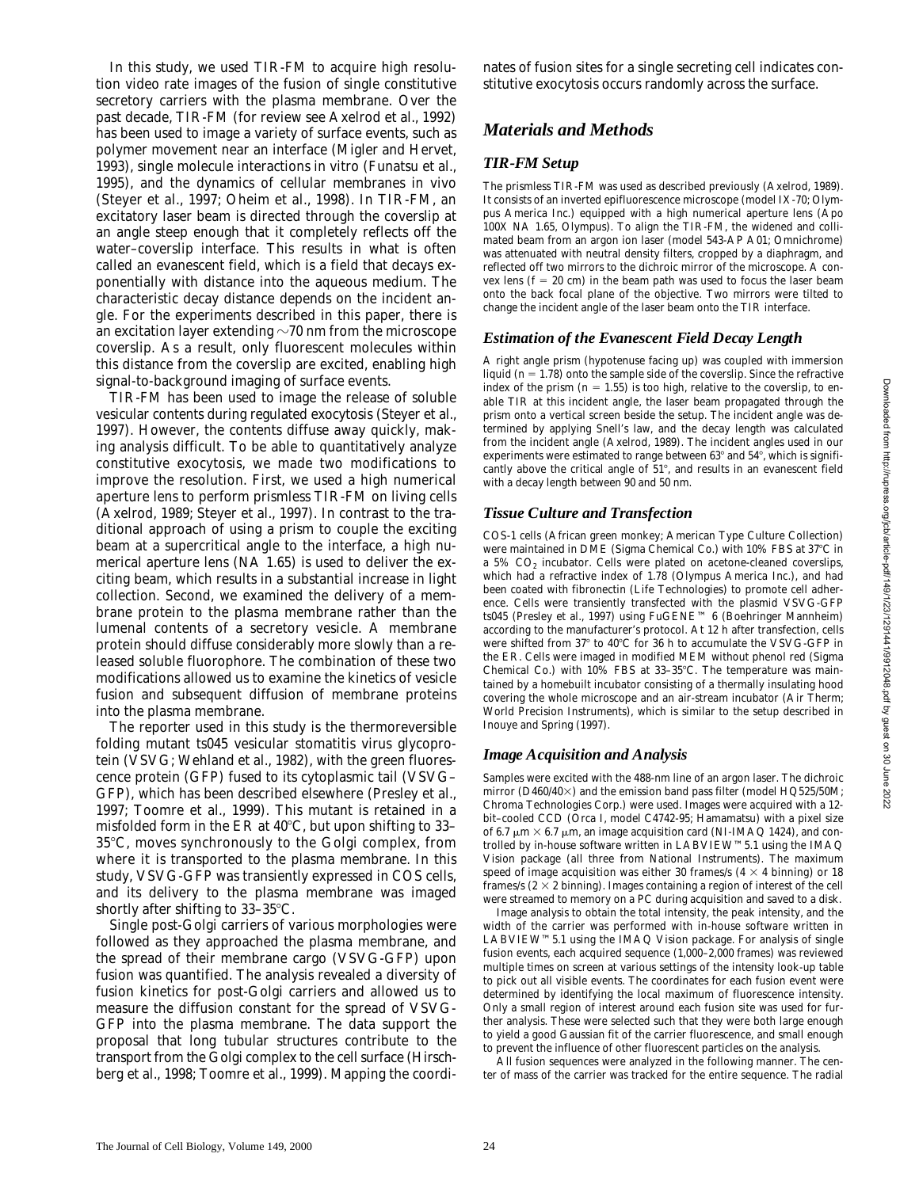In this study, we used TIR-FM to acquire high resolution video rate images of the fusion of single constitutive secretory carriers with the plasma membrane. Over the past decade, TIR-FM (for review see Axelrod et al., 1992) has been used to image a variety of surface events, such as polymer movement near an interface (Migler and Hervet, 1993), single molecule interactions in vitro (Funatsu et al., 1995), and the dynamics of cellular membranes in vivo (Steyer et al., 1997; Oheim et al., 1998). In TIR-FM, an excitatory laser beam is directed through the coverslip at an angle steep enough that it completely reflects off the water–coverslip interface. This results in what is often called an evanescent field, which is a field that decays exponentially with distance into the aqueous medium. The characteristic decay distance depends on the incident angle. For the experiments described in this paper, there is an excitation layer extending ~70 nm from the microscope coverslip. As a result, only fluorescent molecules within this distance from the coverslip are excited, enabling high signal-to-background imaging of surface events.

TIR-FM has been used to image the release of soluble vesicular contents during regulated exocytosis (Steyer et al., 1997). However, the contents diffuse away quickly, making analysis difficult. To be able to quantitatively analyze constitutive exocytosis, we made two modifications to improve the resolution. First, we used a high numerical aperture lens to perform prismless TIR-FM on living cells (Axelrod, 1989; Steyer et al., 1997). In contrast to the traditional approach of using a prism to couple the exciting beam at a supercritical angle to the interface, a high numerical aperture lens (NA 1.65) is used to deliver the exciting beam, which results in a substantial increase in light collection. Second, we examined the delivery of a membrane protein to the plasma membrane rather than the lumenal contents of a secretory vesicle. A membrane protein should diffuse considerably more slowly than a released soluble fluorophore. The combination of these two modifications allowed us to examine the kinetics of vesicle fusion and subsequent diffusion of membrane proteins into the plasma membrane.

The reporter used in this study is the thermoreversible folding mutant ts045 vesicular stomatitis virus glycoprotein (VSVG; Wehland et al., 1982), with the green fluorescence protein (GFP) fused to its cytoplasmic tail (VSVG–GFP), which has been described elsewhere (Presley et al., 1997; Toomre et al., 1999). This mutant is retained in a misfolded form in the ER at 40°C, but upon shifting to 33–35°C, moves synchronously to the Golgi complex, from where it is transported to the plasma membrane. In this study, VSVG-GFP was transiently expressed in COS cells, and its delivery to the plasma membrane was imaged shortly after shifting to 33–35°C.

Single post-Golgi carriers of various morphologies were followed as they approached the plasma membrane, and the spread of their membrane cargo (VSVG-GFP) upon fusion was quantified. The analysis revealed a diversity of fusion kinetics for post-Golgi carriers and allowed us to measure the diffusion constant for the spread of VSVG-GFP into the plasma membrane. The data support the proposal that long tubular structures contribute to the transport from the Golgi complex to the cell surface (Hirschberg et al., 1998; Toomre et al., 1999). Mapping the coordinates of fusion sites for a single secreting cell indicates constitutive exocytosis occurs randomly across the surface.

## *Materials and Methods*

### *TIR-FM Setup*

The prismless TIR-FM was used as described previously (Axelrod, 1989). It consists of an inverted epifluorescence microscope (model IX-70; Olympus America Inc.) equipped with a high numerical aperture lens (Apo 100X NA 1.65, Olympus). To align the TIR-FM, the widened and collimated beam from an argon ion laser (model 543-AP A01; Omnichrome) was attenuated with neutral density filters, cropped by a diaphragm, and reflected off two mirrors to the dichroic mirror of the microscope. A convex lens ($f = 20$ cm) in the beam path was used to focus the laser beam onto the back focal plane of the objective. Two mirrors were tilted to change the incident angle of the laser beam onto the TIR interface.

### *Estimation of the Evanescent Field Decay Length*

A right angle prism (hypotenuse facing up) was coupled with immersion liquid ($n = 1.78$) onto the sample side of the coverslip. Since the refractive index of the prism ($n = 1.55$) is too high, relative to the coverslip, to enable TIR at this incident angle, the laser beam propagated through the prism onto a vertical screen beside the setup. The incident angle was determined by applying Snell's law, and the decay length was calculated from the incident angle (Axelrod, 1989). The incident angles used in our experiments were estimated to range between 63° and 54°, which is significantly above the critical angle of 51°, and results in an evanescent field with a decay length between 90 and 50 nm.

### *Tissue Culture and Transfection*

COS-1 cells (African green monkey; American Type Culture Collection) were maintained in DME (Sigma Chemical Co.) with 10% FBS at 37°C in a 5% $CO_2$ incubator. Cells were plated on acetone-cleaned coverslips, which had a refractive index of 1.78 (Olympus America Inc.), and had been coated with fibronectin (Life Technologies) to promote cell adherence. Cells were transiently transfected with the plasmid VSVG-GFP ts045 (Presley et al., 1997) using FuGENE™ 6 (Boehringer Mannheim) according to the manufacturer's protocol. At 12 h after transfection, cells were shifted from 37° to 40°C for 36 h to accumulate the VSVG-GFP in the ER. Cells were imaged in modified MEM without phenol red (Sigma Chemical Co.) with 10% FBS at 33–35°C. The temperature was maintained by a homebuilt incubator consisting of a thermally insulating hood covering the whole microscope and an air-stream incubator (Air Therm; World Precision Instruments), which is similar to the setup described in Inouye and Spring (1997).

### *Image Acquisition and Analysis*

Samples were excited with the 488-nm line of an argon laser. The dichroic mirror (D460/40×) and the emission band pass filter (model HQ525/50M; Chroma Technologies Corp.) were used. Images were acquired with a 12-bit–cooled CCD (Orca I, model C4742-95; Hamamatsu) with a pixel size of 6.7 μm × 6.7 μm, an image acquisition card (NI-IMAQ 1424), and controlled by in-house software written in LABVIEW™ 5.1 using the IMAQ Vision package (all three from National Instruments). The maximum speed of image acquisition was either 30 frames/s (4 × 4 binning) or 18 frames/s (2 × 2 binning). Images containing a region of interest of the cell were streamed to memory on a PC during acquisition and saved to a disk.

Image analysis to obtain the total intensity, the peak intensity, and the width of the carrier was performed with in-house software written in LABVIEW™ 5.1 using the IMAQ Vision package. For analysis of single fusion events, each acquired sequence (1,000–2,000 frames) was reviewed multiple times on screen at various settings of the intensity look-up table to pick out all visible events. The coordinates for each fusion event were determined by identifying the local maximum of fluorescence intensity. Only a small region of interest around each fusion site was used for further analysis. These were selected such that they were both large enough to yield a good Gaussian fit of the carrier fluorescence, and small enough to prevent the influence of other fluorescent particles on the analysis.

All fusion sequences were analyzed in the following manner. The center of mass of the carrier was tracked for the entire sequence. The radial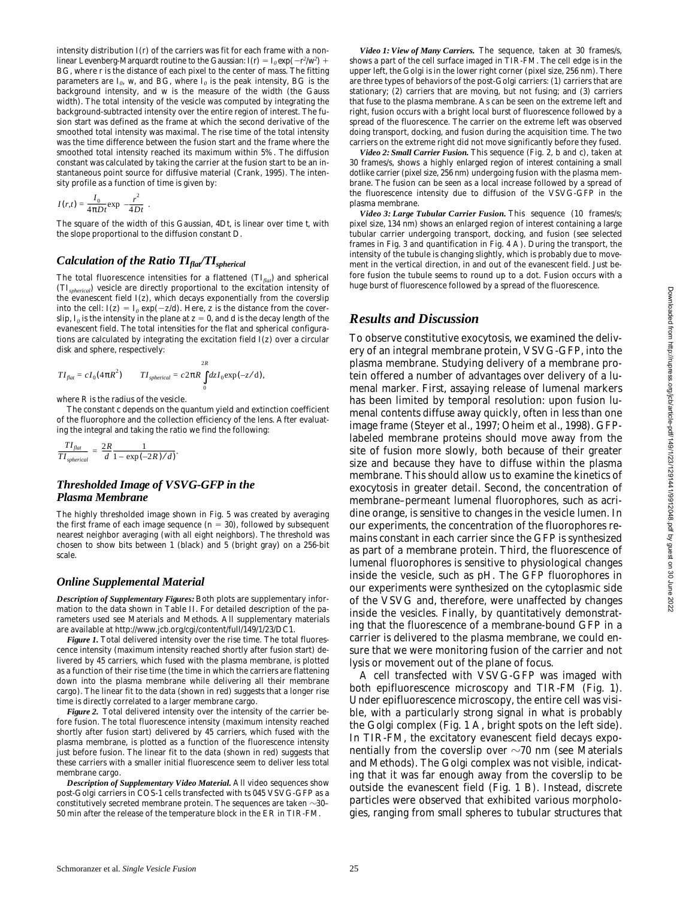intensity distribution $I(r)$ of the carriers was fit for each frame with a nonlinear Levenberg-Marquardt routine to the Gaussian: $I(r) = I_0 \exp(-r^2/w^2) + BG$, where $r$ is the distance of each pixel to the center of mass. The fitting parameters are $I_0$, $w$, and $BG$, where $I_0$ is the peak intensity, $BG$ is the background intensity, and $w$ is the measure of the width (the Gauss width). The total intensity of the vesicle was computed by integrating the background-subtracted intensity over the entire region of interest. The fusion start was defined as the frame at which the second derivative of the smoothed total intensity was maximal. The rise time of the total intensity was the time difference between the fusion start and the frame where the smoothed total intensity reached its maximum within 5%. The diffusion constant was calculated by taking the carrier at the fusion start to be an instantaneous point source for diffusive material (Crank, 1995). The intensity profile as a function of time is given by:

$$I(r,t) = \frac{I_0}{4\pi Dt} \exp\left(-\frac{r^2}{4Dt}\right).$$

The square of the width of this Gaussian, $4Dt$, is linear over time $t$, with the slope proportional to the diffusion constant $D$.

### Calculation of the Ratio $TI_{flat}/TI_{spherical}$

The total fluorescence intensities for a flattened ($TI_{flat}$) and spherical ($TI_{spherical}$) vesicle are directly proportional to the excitation intensity of the evanescent field $I(z)$, which decays exponentially from the coverslip into the cell: $I(z) = I_0 \exp(-z/d)$. Here, $z$ is the distance from the coverslip, $I_0$ is the intensity in the plane at $z = 0$, and $d$ is the decay length of the evanescent field. The total intensities for the flat and spherical configurations are calculated by integrating the excitation field $I(z)$ over a circular disk and sphere, respectively:

$$TI_{flat} = cI_0(4\pi R^2) \qquad TI_{spherical} = c2\pi R \int_0^{2R} dz I_0 \exp(-z/d),$$

where $R$ is the radius of the vesicle.

The constant $c$ depends on the quantum yield and extinction coefficient of the fluorophore and the collection efficiency of the lens. After evaluating the integral and taking the ratio we find the following:

$$\frac{TI_{flat}}{TI_{spherical}} = \frac{2R}{d} \frac{1}{1 - \exp(-2R)/d)}.$$

### Thresholded Image of VSVG-GFP in the Plasma Membrane

The highly thresholded image shown in Fig. 5 was created by averaging the first frame of each image sequence ($n = 30$), followed by subsequent nearest neighbor averaging (with all eight neighbors). The threshold was chosen to show bits between 1 (black) and 5 (bright gray) on a 256-bit scale.

### Online Supplemental Material

***Description of Supplementary Figures:*** Both plots are supplementary information to the data shown in Table II. For detailed description of the parameters used see Materials and Methods. All supplementary materials are available at http://www.jcb.org/cgi/content/full/149/1/23/DC1.

***Figure 1.*** Total delivered intensity over the rise time. The total fluorescence intensity (maximum intensity reached shortly after fusion start) delivered by 45 carriers, which fused with the plasma membrane, is plotted as a function of their rise time (the time in which the carriers are flattening down into the plasma membrane while delivering all their membrane cargo). The linear fit to the data (shown in red) suggests that a longer rise time is directly correlated to a larger membrane cargo.

***Figure 2.*** Total delivered intensity over the intensity of the carrier before fusion. The total fluorescence intensity (maximum intensity reached shortly after fusion start) delivered by 45 carriers, which fused with the plasma membrane, is plotted as a function of the fluorescence intensity just before fusion. The linear fit to the data (shown in red) suggests that these carriers with a smaller initial fluorescence seem to deliver less total membrane cargo.

***Description of Supplementary Video Material.*** All video sequences show post-Golgi carriers in COS-1 cells transfected with ts045 VSVG-GFP as a constitutively secreted membrane protein. The sequences are taken ~30–50 min after the release of the temperature block in the ER in TIR-FM.

***Video 1: View of Many Carriers.*** The sequence, taken at 30 frames/s, shows a part of the cell surface imaged in TIR-FM. The cell edge is in the upper left, the Golgi is in the lower right corner (pixel size, 256 nm). There are three types of behaviors of the post-Golgi carriers: (1) carriers that are stationary; (2) carriers that are moving, but not fusing; and (3) carriers that fuse to the plasma membrane. As can be seen on the extreme left and right, fusion occurs with a bright local burst of fluorescence followed by a spread of the fluorescence. The carrier on the extreme left was observed doing transport, docking, and fusion during the acquisition time. The two carriers on the extreme right did not move significantly before they fused.

***Video 2: Small Carrier Fusion.*** This sequence (Fig. 2, b and c), taken at 30 frames/s, shows a highly enlarged region of interest containing a small dotlike carrier (pixel size, 256 nm) undergoing fusion with the plasma membrane. The fusion can be seen as a local increase followed by a spread of the fluorescence intensity due to diffusion of the VSVG-GFP in the plasma membrane.

***Video 3: Large Tubular Carrier Fusion.*** This sequence (10 frames/s; pixel size, 134 nm) shows an enlarged region of interest containing a large tubular carrier undergoing transport, docking, and fusion (see selected frames in Fig. 3 and quantification in Fig. 4 A). During the transport, the intensity of the tubule is changing slightly, which is probably due to movement in the vertical direction, in and out of the evanescent field. Just before fusion the tubule seems to round up to a dot. Fusion occurs with a huge burst of fluorescence followed by a spread of the fluorescence.

## Results and Discussion

To observe constitutive exocytosis, we examined the delivery of an integral membrane protein, VSVG-GFP, into the plasma membrane. Studying delivery of a membrane protein offered a number of advantages over delivery of a lumenal marker. First, assaying release of lumenal markers has been limited by temporal resolution: upon fusion lumenal contents diffuse away quickly, often in less than one image frame (Steyer et al., 1997; Oheim et al., 1998). GFP-labeled membrane proteins should move away from the site of fusion more slowly, both because of their greater size and because they have to diffuse within the plasma membrane. This should allow us to examine the kinetics of exocytosis in greater detail. Second, the concentration of membrane–permeant lumenal fluorophores, such as acridine orange, is sensitive to changes in the vesicle lumen. In our experiments, the concentration of the fluorophores remains constant in each carrier since the GFP is synthesized as part of a membrane protein. Third, the fluorescence of lumenal fluorophores is sensitive to physiological changes inside the vesicle, such as pH. The GFP fluorophores in our experiments were synthesized on the cytoplasmic side of the VSVG and, therefore, were unaffected by changes inside the vesicles. Finally, by quantitatively demonstrating that the fluorescence of a membrane-bound GFP in a carrier is delivered to the plasma membrane, we could ensure that we were monitoring fusion of the carrier and not lysis or movement out of the plane of focus.

A cell transfected with VSVG-GFP was imaged with both epifluorescence microscopy and TIR-FM (Fig. 1). Under epifluorescence microscopy, the entire cell was visible, with a particularly strong signal in what is probably the Golgi complex (Fig. 1 A, bright spots on the left side). In TIR-FM, the excitatory evanescent field decays exponentially from the coverslip over ~70 nm (see Materials and Methods). The Golgi complex was not visible, indicating that it was far enough away from the coverslip to be outside the evanescent field (Fig. 1 B). Instead, discrete particles were observed that exhibited various morphologies, ranging from small spheres to tubular structures that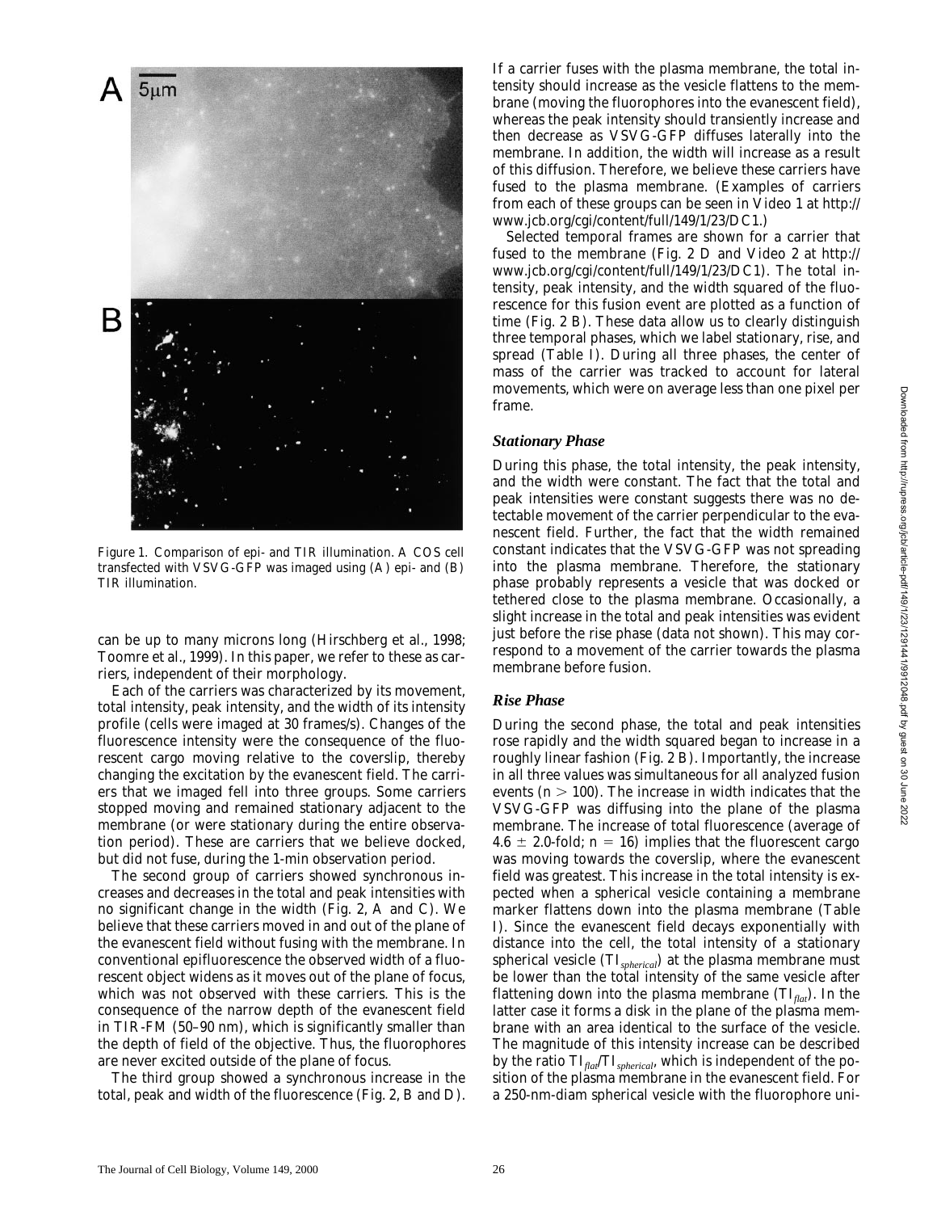Figure 1. Comparison of epi- and TIR illumination. A COS cell transfected with VSVG-GFP was imaged using (A) epi- and (B) TIR illumination.

can be up to many microns long (Hirschberg et al., 1998; Toomre et al., 1999). In this paper, we refer to these as carriers, independent of their morphology.

Each of the carriers was characterized by its movement, total intensity, peak intensity, and the width of its intensity profile (cells were imaged at 30 frames/s). Changes of the fluorescence intensity were the consequence of the fluorescent cargo moving relative to the coverslip, thereby changing the excitation by the evanescent field. The carriers that we imaged fell into three groups. Some carriers stopped moving and remained stationary adjacent to the membrane (or were stationary during the entire observation period). These are carriers that we believe docked, but did not fuse, during the 1-min observation period.

The second group of carriers showed synchronous increases and decreases in the total and peak intensities with no significant change in the width (Fig. 2, A and C). We believe that these carriers moved in and out of the plane of the evanescent field without fusing with the membrane. In conventional epifluorescence the observed width of a fluorescent object widens as it moves out of the plane of focus, which was not observed with these carriers. This is the consequence of the narrow depth of the evanescent field in TIR-FM (50–90 nm), which is significantly smaller than the depth of field of the objective. Thus, the fluorophores are never excited outside of the plane of focus.

The third group showed a synchronous increase in the total, peak and width of the fluorescence (Fig. 2, B and D). If a carrier fuses with the plasma membrane, the total intensity should increase as the vesicle flattens to the membrane (moving the fluorophores into the evanescent field), whereas the peak intensity should transiently increase and then decrease as VSVG-GFP diffuses laterally into the membrane. In addition, the width will increase as a result of this diffusion. Therefore, we believe these carriers have fused to the plasma membrane. (Examples of carriers from each of these groups can be seen in Video 1 at http://www.jcb.org/cgi/content/full/149/1/23/DC1.)

Selected temporal frames are shown for a carrier that fused to the membrane (Fig. 2 D and Video 2 at http://www.jcb.org/cgi/content/full/149/1/23/DC1). The total intensity, peak intensity, and the width squared of the fluorescence for this fusion event are plotted as a function of time (Fig. 2 B). These data allow us to clearly distinguish three temporal phases, which we label stationary, rise, and spread (Table I). During all three phases, the center of mass of the carrier was tracked to account for lateral movements, which were on average less than one pixel per frame.

### *Stationary Phase*

During this phase, the total intensity, the peak intensity, and the width were constant. The fact that the total and peak intensities were constant suggests there was no detectable movement of the carrier perpendicular to the evanescent field. Further, the fact that the width remained constant indicates that the VSVG-GFP was not spreading into the plasma membrane. Therefore, the stationary phase probably represents a vesicle that was docked or tethered close to the plasma membrane. Occasionally, a slight increase in the total and peak intensities was evident just before the rise phase (data not shown). This may correspond to a movement of the carrier towards the plasma membrane before fusion.

### *Rise Phase*

During the second phase, the total and peak intensities rose rapidly and the width squared began to increase in a roughly linear fashion (Fig. 2 B). Importantly, the increase in all three values was simultaneous for all analyzed fusion events ($n > 100$). The increase in width indicates that the VSVG-GFP was diffusing into the plane of the plasma membrane. The increase of total fluorescence (average of $4.6 \pm 2.0$-fold; $n = 16$) implies that the fluorescent cargo was moving towards the coverslip, where the evanescent field was greatest. This increase in the total intensity is expected when a spherical vesicle containing a membrane marker flattens down into the plasma membrane (Table I). Since the evanescent field decays exponentially with distance into the cell, the total intensity of a stationary spherical vesicle ($TI_{spherical}$) at the plasma membrane must be lower than the total intensity of the same vesicle after flattening down into the plasma membrane ($TI_{flat}$). In the latter case it forms a disk in the plane of the plasma membrane with an area identical to the surface of the vesicle. The magnitude of this intensity increase can be described by the ratio $TI_{flat}/TI_{spherical}$, which is independent of the position of the plasma membrane in the evanescent field. For a 250-nm-diam spherical vesicle with the fluorophore uni-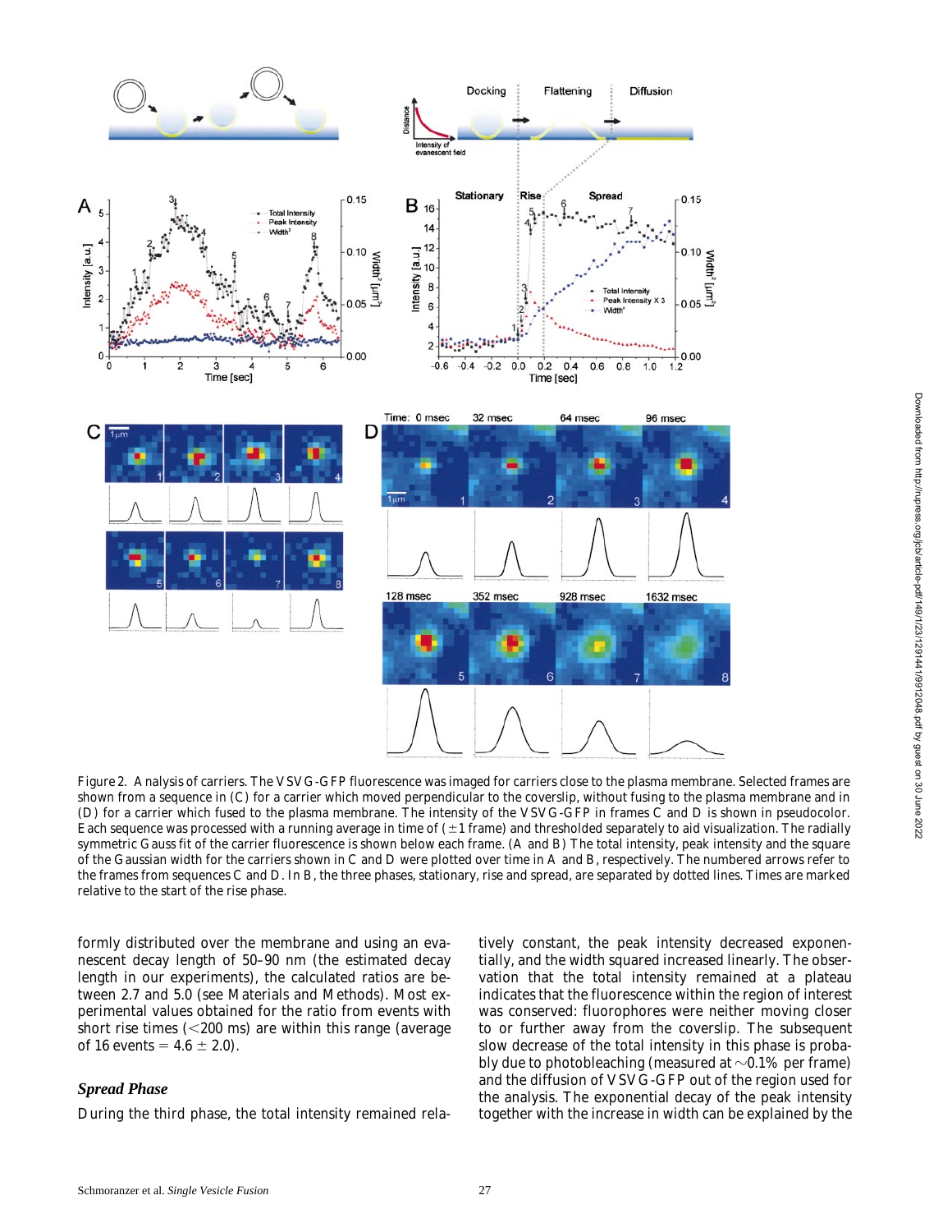Figure 2. Analysis of carriers. The VSVG-GFP fluorescence was imaged for carriers close to the plasma membrane. Selected frames are shown from a sequence in (C) for a carrier which moved perpendicular to the coverslip, without fusing to the plasma membrane and in (D) for a carrier which fused to the plasma membrane. The intensity of the VSVG-GFP in frames C and D is shown in pseudocolor. Each sequence was processed with a running average in time of (±1 frame) and thresholded separately to aid visualization. The radially symmetric Gauss fit of the carrier fluorescence is shown below each frame. (A and B) The total intensity, peak intensity and the square of the Gaussian width for the carriers shown in C and D were plotted over time in A and B, respectively. The numbered arrows refer to the frames from sequences C and D. In B, the three phases, stationary, rise and spread, are separated by dotted lines. Times are marked relative to the start of the rise phase.

formly distributed over the membrane and using an evanescent decay length of 50–90 nm (the estimated decay length in our experiments), the calculated ratios are between 2.7 and 5.0 (see Materials and Methods). Most experimental values obtained for the ratio from events with short rise times (<200 ms) are within this range (average of 16 events = 4.6 ± 2.0).

### *Spread Phase*

During the third phase, the total intensity remained relatively constant, the peak intensity decreased exponentially, and the width squared increased linearly. The observation that the total intensity remained at a plateau indicates that the fluorescence within the region of interest was conserved: fluorophores were neither moving closer to or further away from the coverslip. The subsequent slow decrease of the total intensity in this phase is probably due to photobleaching (measured at ~0.1% per frame) and the diffusion of VSVG-GFP out of the region used for the analysis. The exponential decay of the peak intensity together with the increase in width can be explained by the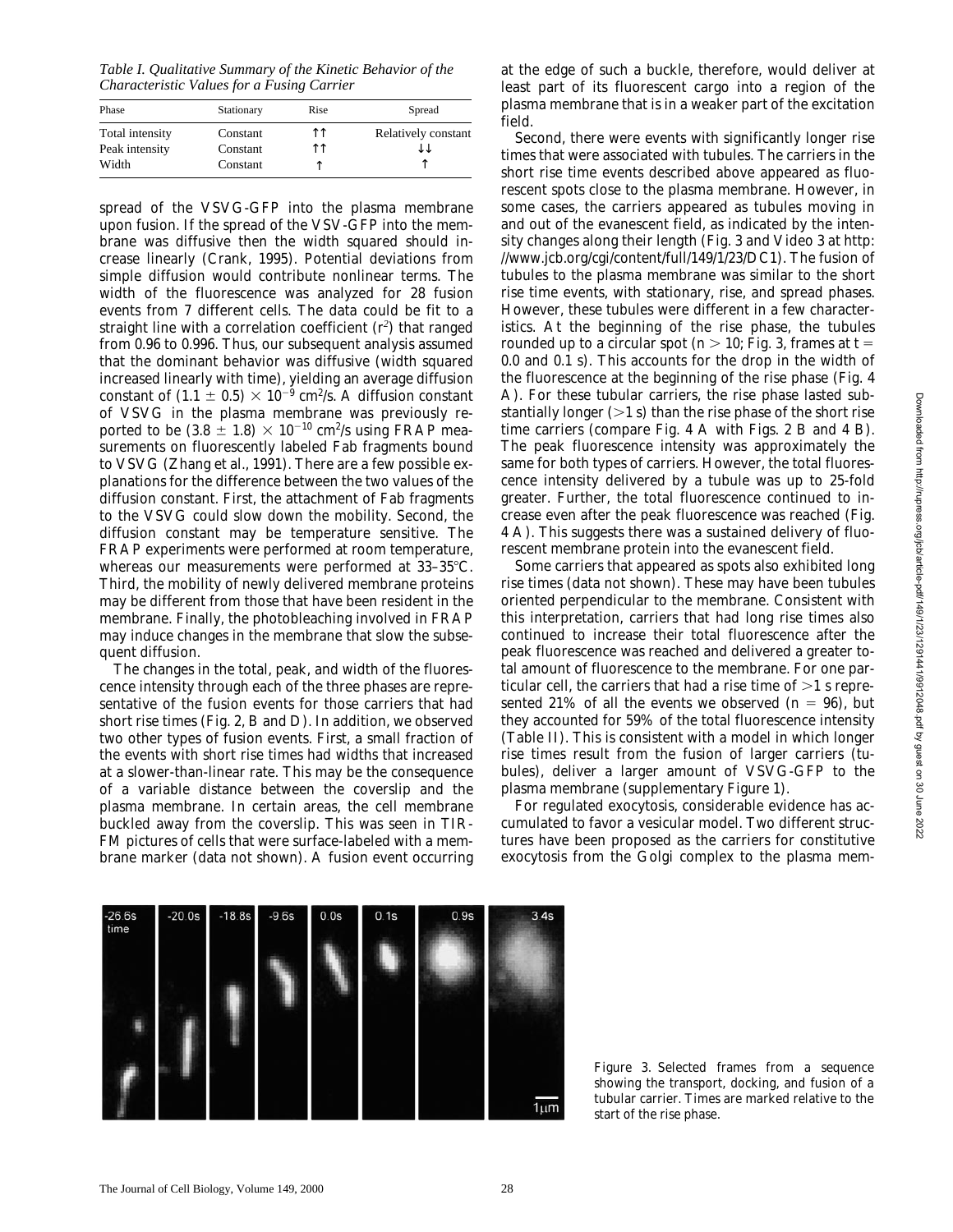*Table I. Qualitative Summary of the Kinetic Behavior of the Characteristic Values for a Fusing Carrier*

| Phase | Stationary | Rise | Spread |
|---|---|---|---|
| Total intensity | Constant | ↑↑ | Relatively constant |
| Peak intensity | Constant | ↑↑ | ↓↓ |
| Width | Constant | ↑ | ↑ |

spread of the VSVG-GFP into the plasma membrane upon fusion. If the spread of the VSV-GFP into the membrane was diffusive then the width squared should increase linearly (Crank, 1995). Potential deviations from simple diffusion would contribute nonlinear terms. The width of the fluorescence was analyzed for 28 fusion events from 7 different cells. The data could be fit to a straight line with a correlation coefficient ($r^2$) that ranged from 0.96 to 0.996. Thus, our subsequent analysis assumed that the dominant behavior was diffusive (width squared increased linearly with time), yielding an average diffusion constant of $(1.1 \pm 0.5) \times 10^{-9}$ cm$^2$/s. A diffusion constant of VSVG in the plasma membrane was previously reported to be $(3.8 \pm 1.8) \times 10^{-10}$ cm$^2$/s using FRAP measurements on fluorescently labeled Fab fragments bound to VSVG (Zhang et al., 1991). There are a few possible explanations for the difference between the two values of the diffusion constant. First, the attachment of Fab fragments to the VSVG could slow down the mobility. Second, the diffusion constant may be temperature sensitive. The FRAP experiments were performed at room temperature, whereas our measurements were performed at 33–35°C. Third, the mobility of newly delivered membrane proteins may be different from those that have been resident in the membrane. Finally, the photobleaching involved in FRAP may induce changes in the membrane that slow the subsequent diffusion.

The changes in the total, peak, and width of the fluorescence intensity through each of the three phases are representative of the fusion events for those carriers that had short rise times (Fig. 2, B and D). In addition, we observed two other types of fusion events. First, a small fraction of the events with short rise times had widths that increased at a slower-than-linear rate. This may be the consequence of a variable distance between the coverslip and the plasma membrane. In certain areas, the cell membrane buckled away from the coverslip. This was seen in TIR-FM pictures of cells that were surface-labeled with a membrane marker (data not shown). A fusion event occurring at the edge of such a buckle, therefore, would deliver at least part of its fluorescent cargo into a region of the plasma membrane that is in a weaker part of the excitation field.

Second, there were events with significantly longer rise times that were associated with tubules. The carriers in the short rise time events described above appeared as fluorescent spots close to the plasma membrane. However, in some cases, the carriers appeared as tubules moving in and out of the evanescent field, as indicated by the intensity changes along their length (Fig. 3 and Video 3 at http://www.jcb.org/cgi/content/full/149/1/23/DC1). The fusion of tubules to the plasma membrane was similar to the short rise time events, with stationary, rise, and spread phases. However, these tubules were different in a few characteristics. At the beginning of the rise phase, the tubules rounded up to a circular spot ($n > 10$; Fig. 3, frames at $t = 0.0$ and 0.1 s). This accounts for the drop in the width of the fluorescence at the beginning of the rise phase (Fig. 4 A). For these tubular carriers, the rise phase lasted substantially longer (>1 s) than the rise phase of the short rise time carriers (compare Fig. 4 A with Figs. 2 B and 4 B). The peak fluorescence intensity was approximately the same for both types of carriers. However, the total fluorescence intensity delivered by a tubule was up to 25-fold greater. Further, the total fluorescence continued to increase even after the peak fluorescence was reached (Fig. 4 A). This suggests there was a sustained delivery of fluorescent membrane protein into the evanescent field.

Some carriers that appeared as spots also exhibited long rise times (data not shown). These may have been tubules oriented perpendicular to the membrane. Consistent with this interpretation, carriers that had long rise times also continued to increase their total fluorescence after the peak fluorescence was reached and delivered a greater total amount of fluorescence to the membrane. For one particular cell, the carriers that had a rise time of >1 s represented 21% of all the events we observed ($n = 96$), but they accounted for 59% of the total fluorescence intensity (Table II). This is consistent with a model in which longer rise times result from the fusion of larger carriers (tubules), deliver a larger amount of VSVG-GFP to the plasma membrane (supplementary Figure 1).

For regulated exocytosis, considerable evidence has accumulated to favor a vesicular model. Two different structures have been proposed as the carriers for constitutive exocytosis from the Golgi complex to the plasma mem-

-26.6s time
-20.0s
-18.8s
-9.6s
0.0s
0.1s
0.9s
3.4s
1μm

Figure 3. Selected frames from a sequence showing the transport, docking, and fusion of a tubular carrier. Times are marked relative to the start of the rise phase.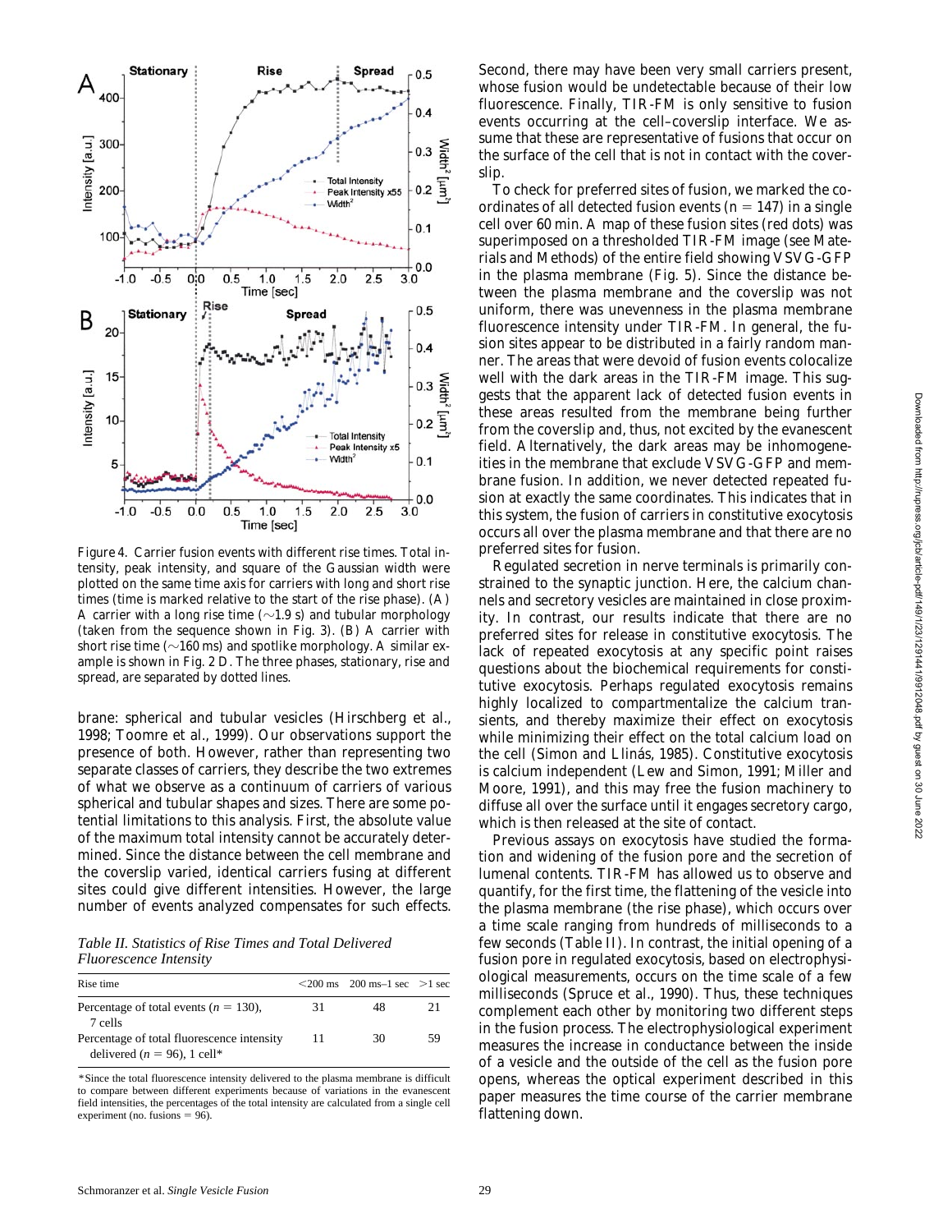A

Stationary

Rise

Spread

400

300

200

100

Intensity [a.u.]

Width² [µm²]

0.5

0.4

0.3

0.2

0.1

0.0

Total Intensity

Peak Intensity x55

Width²

-1.0 -0.5 0.0 0.5 1.0 1.5 2.0 2.5 3.0

Time [sec]

B

Stationary

Rise

Spread

20

15

10

5

Intensity [a.u.]

Width² [µm²]

0.5

0.4

0.3

0.2

0.1

0.0

Total Intensity

Peak Intensity x5

Width²

-1.0 -0.5 0.0 0.5 1.0 1.5 2.0 2.5 3.0

Time [sec]

Figure 4. Carrier fusion events with different rise times. Total intensity, peak intensity, and square of the Gaussian width were plotted on the same time axis for carriers with long and short rise times (time is marked relative to the start of the rise phase). (A) A carrier with a long rise time (~1.9 s) and tubular morphology (taken from the sequence shown in Fig. 3). (B) A carrier with short rise time (~160 ms) and spotlike morphology. A similar example is shown in Fig. 2 D. The three phases, stationary, rise and spread, are separated by dotted lines.

brane: spherical and tubular vesicles (Hirschberg et al., 1998; Toomre et al., 1999). Our observations support the presence of both. However, rather than representing two separate classes of carriers, they describe the two extremes of what we observe as a continuum of carriers of various spherical and tubular shapes and sizes. There are some potential limitations to this analysis. First, the absolute value of the maximum total intensity cannot be accurately determined. Since the distance between the cell membrane and the coverslip varied, identical carriers fusing at different sites could give different intensities. However, the large number of events analyzed compensates for such effects.

*Table II. Statistics of Rise Times and Total Delivered Fluorescence Intensity*

| Rise time | <200 ms | 200 ms–1 sec | >1 sec |
|---|---|---|---|
| Percentage of total events ($n = 130$), 7 cells | 31 | 48 | 21 |
| Percentage of total fluorescence intensity delivered ($n = 96$), 1 cell* | 11 | 30 | 59 |

*Since the total fluorescence intensity delivered to the plasma membrane is difficult to compare between different experiments because of variations in the evanescent field intensities, the percentages of the total intensity are calculated from a single cell experiment (no. fusions = 96).

Second, there may have been very small carriers present, whose fusion would be undetectable because of their low fluorescence. Finally, TIR-FM is only sensitive to fusion events occurring at the cell–coverslip interface. We assume that these are representative of fusions that occur on the surface of the cell that is not in contact with the coverslip.

To check for preferred sites of fusion, we marked the coordinates of all detected fusion events ($n = 147$) in a single cell over 60 min. A map of these fusion sites (red dots) was superimposed on a thresholded TIR-FM image (see Materials and Methods) of the entire field showing VSVG-GFP in the plasma membrane (Fig. 5). Since the distance between the plasma membrane and the coverslip was not uniform, there was unevenness in the plasma membrane fluorescence intensity under TIR-FM. In general, the fusion sites appear to be distributed in a fairly random manner. The areas that were devoid of fusion events colocalize well with the dark areas in the TIR-FM image. This suggests that the apparent lack of detected fusion events in these areas resulted from the membrane being further from the coverslip and, thus, not excited by the evanescent field. Alternatively, the dark areas may be inhomogeneities in the membrane that exclude VSVG-GFP and membrane fusion. In addition, we never detected repeated fusion at exactly the same coordinates. This indicates that in this system, the fusion of carriers in constitutive exocytosis occurs all over the plasma membrane and that there are no preferred sites for fusion.

Regulated secretion in nerve terminals is primarily constrained to the synaptic junction. Here, the calcium channels and secretory vesicles are maintained in close proximity. In contrast, our results indicate that there are no preferred sites for release in constitutive exocytosis. The lack of repeated exocytosis at any specific point raises questions about the biochemical requirements for constitutive exocytosis. Perhaps regulated exocytosis remains highly localized to compartmentalize the calcium transients, and thereby maximize their effect on exocytosis while minimizing their effect on the total calcium load on the cell (Simon and Llinás, 1985). Constitutive exocytosis is calcium independent (Lew and Simon, 1991; Miller and Moore, 1991), and this may free the fusion machinery to diffuse all over the surface until it engages secretory cargo, which is then released at the site of contact.

Previous assays on exocytosis have studied the formation and widening of the fusion pore and the secretion of lumenal contents. TIR-FM has allowed us to observe and quantify, for the first time, the flattening of the vesicle into the plasma membrane (the rise phase), which occurs over a time scale ranging from hundreds of milliseconds to a few seconds (Table II). In contrast, the initial opening of a fusion pore in regulated exocytosis, based on electrophysiological measurements, occurs on the time scale of a few milliseconds (Spruce et al., 1990). Thus, these techniques complement each other by monitoring two different steps in the fusion process. The electrophysiological experiment measures the increase in conductance between the inside of a vesicle and the outside of the cell as the fusion pore opens, whereas the optical experiment described in this paper measures the time course of the carrier membrane flattening down.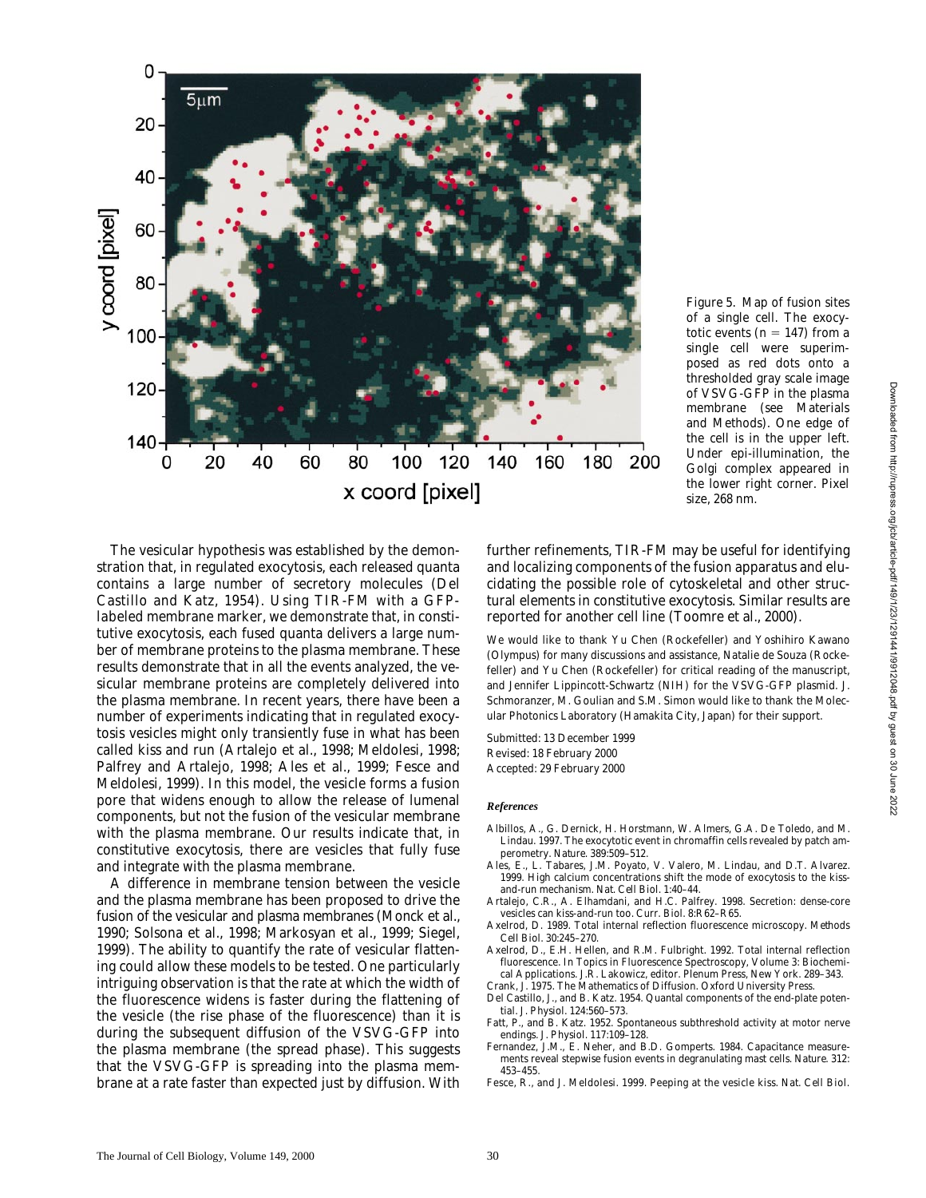Figure 5. Map of fusion sites of a single cell. The exocytotic events ($n = 147$) from a single cell were superimposed as red dots onto a thresholded gray scale image of VSVG-GFP in the plasma membrane (see Materials and Methods). One edge of the cell is in the upper left. Under epi-illumination, the Golgi complex appeared in the lower right corner. Pixel size, 268 nm.

The vesicular hypothesis was established by the demonstration that, in regulated exocytosis, each released quanta contains a large number of secretory molecules (Del Castillo and Katz, 1954). Using TIR-FM with a GFP-labeled membrane marker, we demonstrate that, in constitutive exocytosis, each fused quanta delivers a large number of membrane proteins to the plasma membrane. These results demonstrate that in all the events analyzed, the vesicular membrane proteins are completely delivered into the plasma membrane. In recent years, there have been a number of experiments indicating that in regulated exocytosis vesicles might only transiently fuse in what has been called kiss and run (Artalejo et al., 1998; Meldolesi, 1998; Palfrey and Artalejo, 1998; Ales et al., 1999; Fesce and Meldolesi, 1999). In this model, the vesicle forms a fusion pore that widens enough to allow the release of lumenal components, but not the fusion of the vesicular membrane with the plasma membrane. Our results indicate that, in constitutive exocytosis, there are vesicles that fully fuse and integrate with the plasma membrane.

A difference in membrane tension between the vesicle and the plasma membrane has been proposed to drive the fusion of the vesicular and plasma membranes (Monck et al., 1990; Solsona et al., 1998; Markosyan et al., 1999; Siegel, 1999). The ability to quantify the rate of vesicular flattening could allow these models to be tested. One particularly intriguing observation is that the rate at which the width of the fluorescence widens is faster during the flattening of the vesicle (the rise phase of the fluorescence) than it is during the subsequent diffusion of the VSVG-GFP into the plasma membrane (the spread phase). This suggests that the VSVG-GFP is spreading into the plasma membrane at a rate faster than expected just by diffusion. With further refinements, TIR-FM may be useful for identifying and localizing components of the fusion apparatus and elucidating the possible role of cytoskeletal and other structural elements in constitutive exocytosis. Similar results are reported for another cell line (Toomre et al., 2000).

We would like to thank Yu Chen (Rockefeller) and Yoshihiro Kawano (Olympus) for many discussions and assistance, Natalie de Souza (Rockefeller) and Yu Chen (Rockefeller) for critical reading of the manuscript, and Jennifer Lippincott-Schwartz (NIH) for the VSVG-GFP plasmid. J. Schmoranzer, M. Goulian and S.M. Simon would like to thank the Molecular Photonics Laboratory (Hamakita City, Japan) for their support.

Submitted: 13 December 1999
Revised: 18 February 2000
Accepted: 29 February 2000

### *References*

- Albillos, A., G. Dernick, H. Horstmann, W. Almers, G.A. De Toledo, and M. Lindau. 1997. The exocytotic event in chromaffin cells revealed by patch amperometry. *Nature.* 389:509–512.
- Ales, E., L. Tabares, J.M. Poyato, V. Valero, M. Lindau, and D.T. Alvarez. 1999. High calcium concentrations shift the mode of exocytosis to the kiss-and-run mechanism. *Nat. Cell Biol.* 1:40–44.
- Artalejo, C.R., A. Elhamdani, and H.C. Palfrey. 1998. Secretion: dense-core vesicles can kiss-and-run too. *Curr. Biol.* 8:R62–R65.
- Axelrod, D. 1989. Total internal reflection fluorescence microscopy. *Methods Cell Biol.* 30:245–270.
- Axelrod, D., E.H. Hellen, and R.M. Fulbright. 1992. Total internal reflection fluorescence. *In* Topics in Fluorescence Spectroscopy, Volume 3: Biochemical Applications. J.R. Lakowicz, editor. Plenum Press, New York. 289–343.
- Crank, J. 1975. The Mathematics of Diffusion. Oxford University Press.
- Del Castillo, J., and B. Katz. 1954. Quantal components of the end-plate potential. *J. Physiol.* 124:560–573.
- Fatt, P., and B. Katz. 1952. Spontaneous subthreshold activity at motor nerve endings. *J. Physiol.* 117:109–128.
- Fernandez, J.M., E. Neher, and B.D. Gomperts. 1984. Capacitance measurements reveal stepwise fusion events in degranulating mast cells. *Nature.* 312:453–455.
- Fesce, R., and J. Meldolesi. 1999. Peeping at the vesicle kiss. *Nat. Cell Biol.*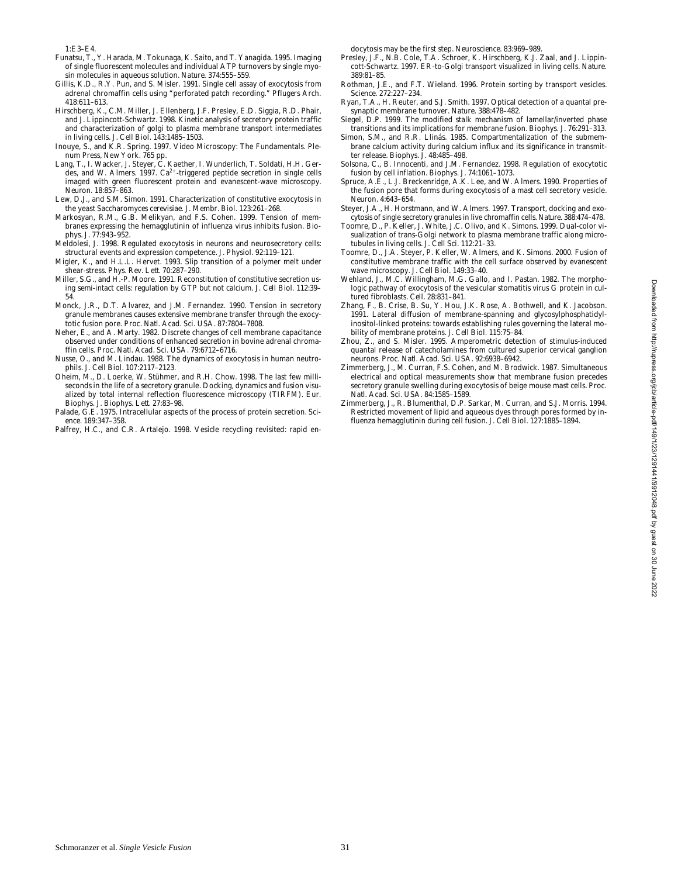1:E3–E4.

Funatsu, T., Y. Harada, M. Tokunaga, K. Saito, and T. Yanagida. 1995. Imaging of single fluorescent molecules and individual ATP turnovers by single myosin molecules in aqueous solution. Nature. 374:555–559.

Gillis, K.D., R.Y. Pun, and S. Misler. 1991. Single cell assay of exocytosis from adrenal chromaffin cells using "perforated patch recording." Pflugers Arch. 418:611–613.

Hirschberg, K., C.M. Miller, J. Ellenberg, J.F. Presley, E.D. Siggia, R.D. Phair, and J. Lippincott-Schwartz. 1998. Kinetic analysis of secretory protein traffic and characterization of golgi to plasma membrane transport intermediates in living cells. J. Cell Biol. 143:1485–1503.

Inouye, S., and K.R. Spring. 1997. Video Microscopy: The Fundamentals. Plenum Press, New York. 765 pp.

Lang, T., I. Wacker, J. Steyer, C. Kaether, I. Wunderlich, T. Soldati, H.H. Gerdes, and W. Almers. 1997. $Ca^{2+}$-triggered peptide secretion in single cells imaged with green fluorescent protein and evanescent-wave microscopy. Neuron. 18:857–863.

Lew, D.J., and S.M. Simon. 1991. Characterization of constitutive exocytosis in the yeast Saccharomyces cerevisiae. J. Membr. Biol. 123:261–268.

Markosyan, R.M., G.B. Melikyan, and F.S. Cohen. 1999. Tension of membranes expressing the hemagglutinin of influenza virus inhibits fusion. Biophys. J. 77:943–952.

Meldolesi, J. 1998. Regulated exocytosis in neurons and neurosecretory cells: structural events and expression competence. J. Physiol. 92:119–121.

Migler, K., and H.L.L. Hervet. 1993. Slip transition of a polymer melt under shear-stress. Phys. Rev. Lett. 70:287–290.

Miller, S.G., and H.-P. Moore. 1991. Reconstitution of constitutive secretion using semi-intact cells: regulation by GTP but not calcium. J. Cell Biol. 112:39–54.

Monck, J.R., D.T. Alvarez, and J.M. Fernandez. 1990. Tension in secretory granule membranes causes extensive membrane transfer through the exocytotic fusion pore. Proc. Natl. Acad. Sci. USA. 87:7804–7808.

Neher, E., and A. Marty. 1982. Discrete changes of cell membrane capacitance observed under conditions of enhanced secretion in bovine adrenal chromaffin cells. Proc. Natl. Acad. Sci. USA. 79:6712–6716.

Nusse, O., and M. Lindau. 1988. The dynamics of exocytosis in human neutrophils. J. Cell Biol. 107:2117–2123.

Oheim, M., D. Loerke, W. Stühmer, and R.H. Chow. 1998. The last few milliseconds in the life of a secretory granule. Docking, dynamics and fusion visualized by total internal reflection fluorescence microscopy (TIRFM). Eur. Biophys. J. Biophys. Lett. 27:83–98.

Palade, G.E. 1975. Intracellular aspects of the process of protein secretion. Science. 189:347–358.

Palfrey, H.C., and C.R. Artalejo. 1998. Vesicle recycling revisited: rapid endocytosis may be the first step. Neuroscience. 83:969–989.

Presley, J.F., N.B. Cole, T.A. Schroer, K. Hirschberg, K.J. Zaal, and J. Lippincott-Schwartz. 1997. ER-to-Golgi transport visualized in living cells. Nature. 389:81–85.

Rothman, J.E., and F.T. Wieland. 1996. Protein sorting by transport vesicles. Science. 272:227–234.

Ryan, T.A., H. Reuter, and S.J. Smith. 1997. Optical detection of a quantal presynaptic membrane turnover. Nature. 388:478–482.

Siegel, D.P. 1999. The modified stalk mechanism of lamellar/inverted phase transitions and its implications for membrane fusion. Biophys. J. 76:291–313.

Simon, S.M., and R.R. Llinás. 1985. Compartmentalization of the submembrane calcium activity during calcium influx and its significance in transmitter release. Biophys. J. 48:485–498.

Solsona, C., B. Innocenti, and J.M. Fernandez. 1998. Regulation of exocytotic fusion by cell inflation. Biophys. J. 74:1061–1073.

Spruce, A.E., L.J. Breckenridge, A.K. Lee, and W. Almers. 1990. Properties of the fusion pore that forms during exocytosis of a mast cell secretory vesicle. Neuron. 4:643–654.

Steyer, J.A., H. Horstmann, and W. Almers. 1997. Transport, docking and exocytosis of single secretory granules in live chromaffin cells. Nature. 388:474–478.

Toomre, D., P. Keller, J. White, J.C. Olivo, and K. Simons. 1999. Dual-color visualization of trans-Golgi network to plasma membrane traffic along microtubules in living cells. J. Cell Sci. 112:21–33.

Toomre, D., J.A. Steyer, P. Keller, W. Almers, and K. Simons. 2000. Fusion of constitutive membrane traffic with the cell surface observed by evanescent wave microscopy. J. Cell Biol. 149:33–40.

Wehland, J., M.C. Willingham, M.G. Gallo, and I. Pastan. 1982. The morphologic pathway of exocytosis of the vesicular stomatitis virus G protein in cultured fibroblasts. Cell. 28:831–841.

Zhang, F., B. Crise, B. Su, Y. Hou, J.K. Rose, A. Bothwell, and K. Jacobson. 1991. Lateral diffusion of membrane-spanning and glycosylphosphatidylinositol-linked proteins: towards establishing rules governing the lateral mobility of membrane proteins. J. Cell Biol. 115:75–84.

Zhou, Z., and S. Misler. 1995. Amperometric detection of stimulus-induced quantal release of catecholamines from cultured superior cervical ganglion neurons. Proc. Natl. Acad. Sci. USA. 92:6938–6942.

Zimmerberg, J., M. Curran, F.S. Cohen, and M. Brodwick. 1987. Simultaneous electrical and optical measurements show that membrane fusion precedes secretory granule swelling during exocytosis of beige mouse mast cells. Proc. Natl. Acad. Sci. USA. 84:1585–1589.

Zimmerberg, J., R. Blumenthal, D.P. Sarkar, M. Curran, and S.J. Morris. 1994. Restricted movement of lipid and aqueous dyes through pores formed by influenza hemagglutinin during cell fusion. J. Cell Biol. 127:1885–1894.